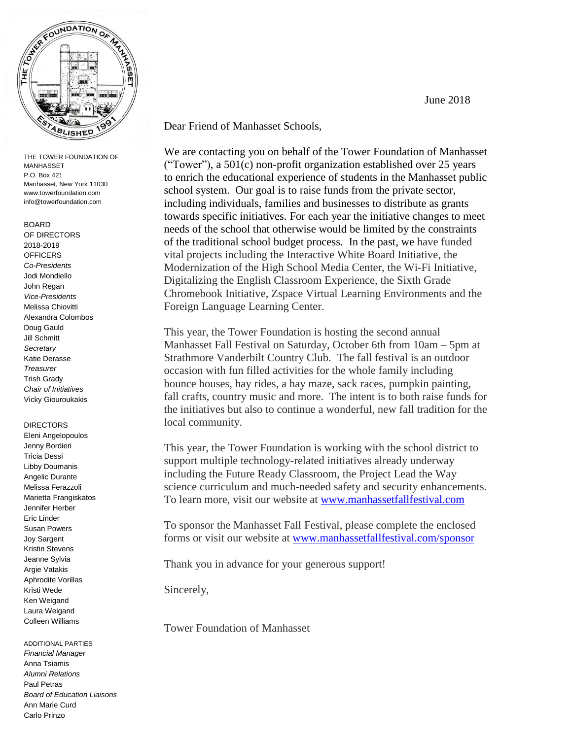THE TOWER FOUNDATION OF MANHASSET
P.O. Box 421
Manhasset, New York 11030
www.towerfoundation.com
info@towerfoundation.com

BOARD OF DIRECTORS 2018-2019

OFFICERS

*Co-Presidents*
Jodi Mondiello
John Regan

*Vice-Presidents*
Melissa Chiovitti
Alexandra Colombos
Doug Gauld
Jill Schmitt

*Secretary*
Katie Derasse

*Treasurer*
Trish Grady

*Chair of Initiatives*
Vicky Giouroukakis

DIRECTORS

Eleni Angelopoulos
Jenny Bordieri
Tricia Dessi
Libby Doumanis
Angelic Durante
Melissa Ferazzoli
Marietta Frangiskatos
Jennifer Herber
Eric Linder
Susan Powers
Joy Sargent
Kristin Stevens
Jeanne Sylvia
Argie Vatakis
Aphrodite Vorillas
Kristi Wede
Ken Weigand
Laura Weigand
Colleen Williams

ADDITIONAL PARTIES

*Financial Manager*
Anna Tsiamis

*Alumni Relations*
Paul Petras

*Board of Education Liaisons*
Ann Marie Curd
Carlo Prinzo

---

June 2018

Dear Friend of Manhasset Schools,

We are contacting you on behalf of the Tower Foundation of Manhasset ("Tower"), a 501(c) non-profit organization established over 25 years to enrich the educational experience of students in the Manhasset public school system. Our goal is to raise funds from the private sector, including individuals, families and businesses to distribute as grants towards specific initiatives. For each year the initiative changes to meet needs of the school that otherwise would be limited by the constraints of the traditional school budget process. In the past, we have funded vital projects including the Interactive White Board Initiative, the Modernization of the High School Media Center, the Wi-Fi Initiative, Digitalizing the English Classroom Experience, the Sixth Grade Chromebook Initiative, Zspace Virtual Learning Environments and the Foreign Language Learning Center.

This year, the Tower Foundation is hosting the second annual Manhasset Fall Festival on Saturday, October 6th from 10am – 5pm at Strathmore Vanderbilt Country Club. The fall festival is an outdoor occasion with fun filled activities for the whole family including bounce houses, hay rides, a hay maze, sack races, pumpkin painting, fall crafts, country music and more. The intent is to both raise funds for the initiatives but also to continue a wonderful, new fall tradition for the local community.

This year, the Tower Foundation is working with the school district to support multiple technology-related initiatives already underway including the Future Ready Classroom, the Project Lead the Way science curriculum and much-needed safety and security enhancements. To learn more, visit our website at www.manhassetfallfestival.com

To sponsor the Manhasset Fall Festival, please complete the enclosed forms or visit our website at www.manhassetfallfestival.com/sponsor

Thank you in advance for your generous support!

Sincerely,

Tower Foundation of Manhasset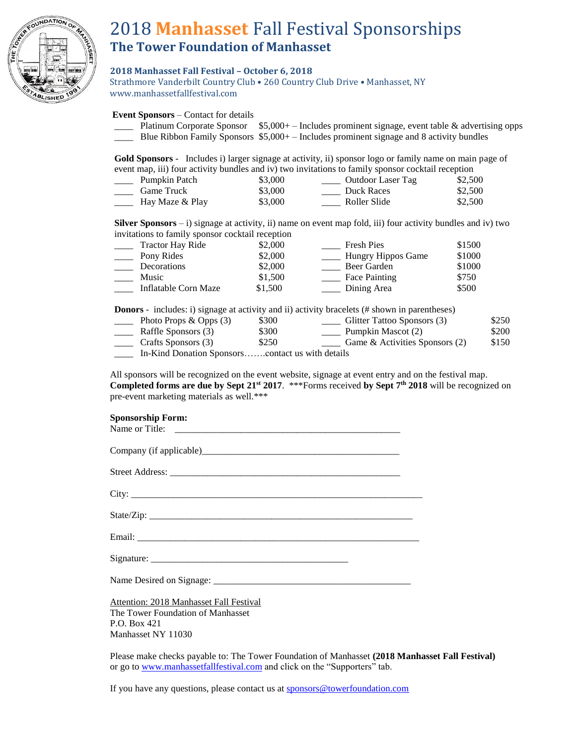# 2018 Manhasset Fall Festival Sponsorships

## The Tower Foundation of Manhasset

### 2018 Manhasset Fall Festival – October 6, 2018

Strathmore Vanderbilt Country Club • 260 Country Club Drive • Manhasset, NY
www.manhassetfallfestival.com

**Event Sponsors** – Contact for details

____ Platinum Corporate Sponsor $5,000+ – Includes prominent signage, event table & advertising opps
____ Blue Ribbon Family Sponsors $5,000+ – Includes prominent signage and 8 activity bundles

**Gold Sponsors** - Includes i) larger signage at activity, ii) sponsor logo or family name on main page of event map, iii) four activity bundles and iv) two invitations to family sponsor cocktail reception

| | | | | | |
|---|---|---|---|---|---|
| ____ | Pumpkin Patch | $3,000 | ____ | Outdoor Laser Tag | $2,500 |
| ____ | Game Truck | $3,000 | ____ | Duck Races | $2,500 |
| ____ | Hay Maze & Play | $3,000 | ____ | Roller Slide | $2,500 |

**Silver Sponsors** – i) signage at activity, ii) name on event map fold, iii) four activity bundles and iv) two invitations to family sponsor cocktail reception

| | | | | | |
|---|---|---|---|---|---|
| ____ | Tractor Hay Ride | $2,000 | ____ | Fresh Pies | $1500 |
| ____ | Pony Rides | $2,000 | ____ | Hungry Hippos Game | $1000 |
| ____ | Decorations | $2,000 | ____ | Beer Garden | $1000 |
| ____ | Music | $1,500 | ____ | Face Painting | $750 |
| ____ | Inflatable Corn Maze | $1,500 | ____ | Dining Area | $500 |

**Donors** - includes: i) signage at activity and ii) activity bracelets (# shown in parentheses)

| | | | | | |
|---|---|---|---|---|---|
| ____ | Photo Props & Opps (3) | $300 | ____ | Glitter Tattoo Sponsors (3) | $250 |
| ____ | Raffle Sponsors (3) | $300 | ____ | Pumpkin Mascot (2) | $200 |
| ____ | Crafts Sponsors (3) | $250 | ____ | Game & Activities Sponsors (2) | $150 |

____ In-Kind Donation Sponsors…….contact us with details

All sponsors will be recognized on the event website, signage at event entry and on the festival map. **Completed forms are due by Sept 21st 2017**. ***Forms received **by Sept 7th 2018** will be recognized on pre-event marketing materials as well.***

**Sponsorship Form:**

Name or Title: ________________________________________________

Company (if applicable)____________________________________________

Street Address: ________________________________________________

City: ______________________________________________________________

State/Zip: __________________________________________________________

Email: ______________________________________________________________

Signature: __________________________________________

Name Desired on Signage: __________________________________________

Attention: 2018 Manhasset Fall Festival
The Tower Foundation of Manhasset
P.O. Box 421
Manhasset NY 11030

Please make checks payable to: The Tower Foundation of Manhasset **(2018 Manhasset Fall Festival)** or go to www.manhassetfallfestival.com and click on the "Supporters" tab.

If you have any questions, please contact us at sponsors@towerfoundation.com